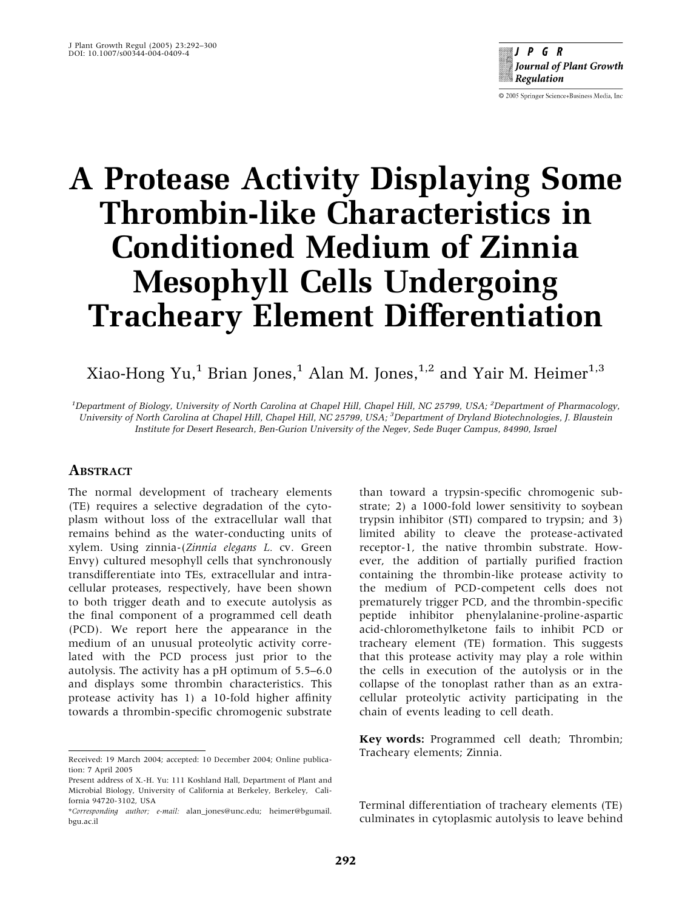# A Protease Activity Displaying Some Thrombin-like Characteristics in Conditioned Medium of Zinnia Mesophyll Cells Undergoing Tracheary Element Differentiation

Xiao-Hong Yu,[1] Brian Jones,[1] Alan M. Jones,[1,2] and Yair M. Heimer[1,3]

[1]Department of Biology, University of North Carolina at Chapel Hill, Chapel Hill, NC 25799, USA; [2]Department of Pharmacology, University of North Carolina at Chapel Hill, Chapel Hill, NC 25799, USA; [3]Department of Dryland Biotechnologies, J. Blaustein Institute for Desert Research, Ben-Gurion University of the Negev, Sede Buqer Campus, 84990, Israel

## Abstract

The normal development of tracheary elements (TE) requires a selective degradation of the cytoplasm without loss of the extracellular wall that remains behind as the water-conducting units of xylem. Using zinnia-(*Zinnia elegans L.* cv. Green Envy) cultured mesophyll cells that synchronously transdifferentiate into TEs, extracellular and intracellular proteases, respectively, have been shown to both trigger death and to execute autolysis as the final component of a programmed cell death (PCD). We report here the appearance in the medium of an unusual proteolytic activity correlated with the PCD process just prior to the autolysis. The activity has a pH optimum of 5.5–6.0 and displays some thrombin characteristics. This protease activity has 1) a 10-fold higher affinity towards a thrombin-specific chromogenic substrate than toward a trypsin-specific chromogenic substrate; 2) a 1000-fold lower sensitivity to soybean trypsin inhibitor (STI) compared to trypsin; and 3) limited ability to cleave the protease-activated receptor-1, the native thrombin substrate. However, the addition of partially purified fraction containing the thrombin-like protease activity to the medium of PCD-competent cells does not prematurely trigger PCD, and the thrombin-specific peptide inhibitor phenylalanine-proline-aspartic acid-chloromethylketone fails to inhibit PCD or tracheary element (TE) formation. This suggests that this protease activity may play a role within the cells in execution of the autolysis or in the collapse of the tonoplast rather than as an extracellular proteolytic activity participating in the chain of events leading to cell death.

**Key words:** Programmed cell death; Thrombin; Tracheary elements; Zinnia.

Terminal differentiation of tracheary elements (TE) culminates in cytoplasmic autolysis to leave behind

---

Received: 19 March 2004; accepted: 10 December 2004; Online publication: 7 April 2005

Present address of X.-H. Yu: 111 Koshland Hall, Department of Plant and Microbial Biology, University of California at Berkeley, Berkeley, California 94720-3102, USA

*Corresponding author; e-mail: alan_jones@unc.edu; heimer@bgumail.bgu.ac.il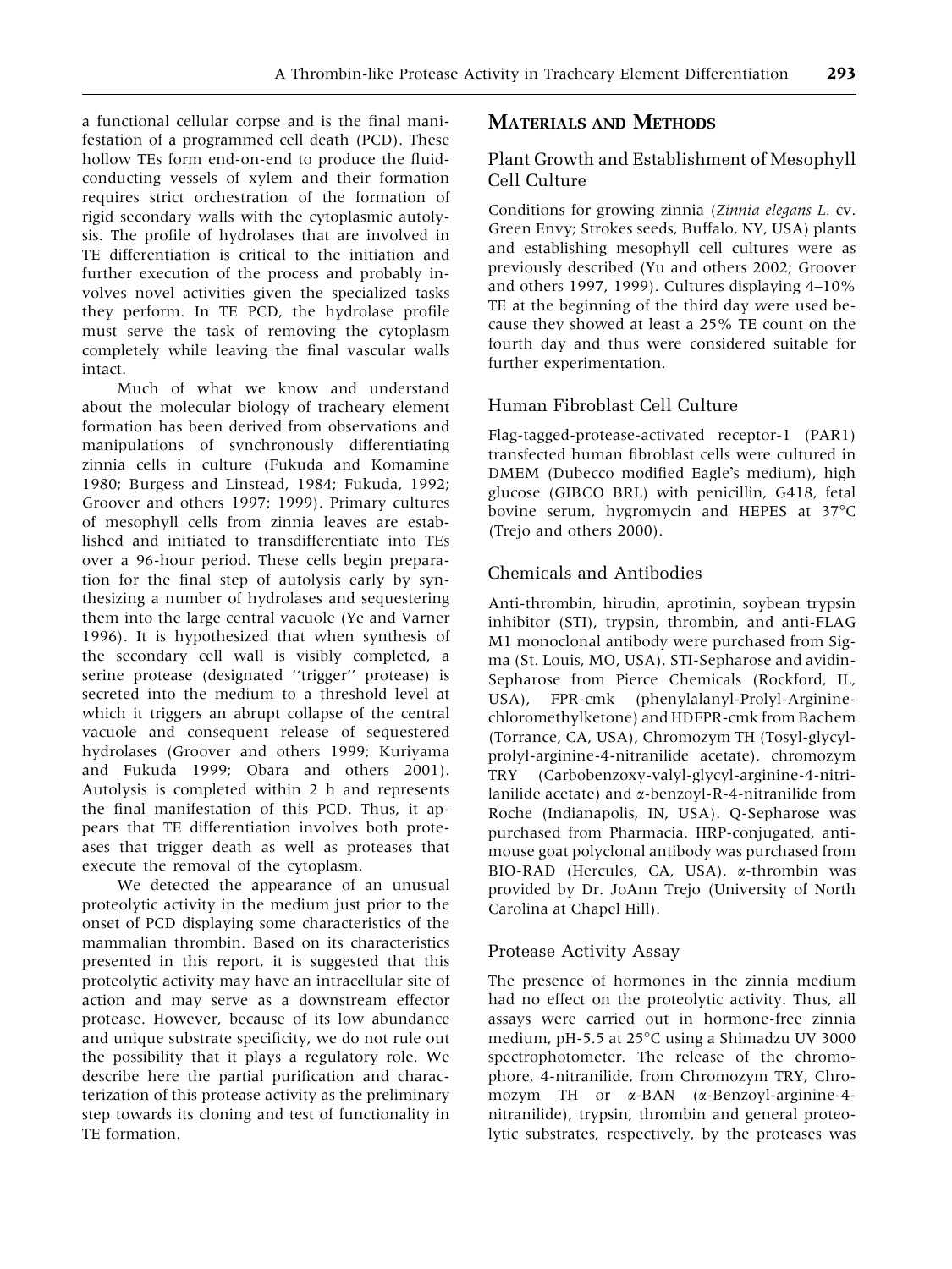a functional cellular corpse and is the final manifestation of a programmed cell death (PCD). These hollow TEs form end-on-end to produce the fluid-conducting vessels of xylem and their formation requires strict orchestration of the formation of rigid secondary walls with the cytoplasmic autolysis. The profile of hydrolases that are involved in TE differentiation is critical to the initiation and further execution of the process and probably involves novel activities given the specialized tasks they perform. In TE PCD, the hydrolase profile must serve the task of removing the cytoplasm completely while leaving the final vascular walls intact.

Much of what we know and understand about the molecular biology of tracheary element formation has been derived from observations and manipulations of synchronously differentiating zinnia cells in culture (Fukuda and Komamine 1980; Burgess and Linstead, 1984; Fukuda, 1992; Groover and others 1997; 1999). Primary cultures of mesophyll cells from zinnia leaves are established and initiated to transdifferentiate into TEs over a 96-hour period. These cells begin preparation for the final step of autolysis early by synthesizing a number of hydrolases and sequestering them into the large central vacuole (Ye and Varner 1996). It is hypothesized that when synthesis of the secondary cell wall is visibly completed, a serine protease (designated ''trigger'' protease) is secreted into the medium to a threshold level at which it triggers an abrupt collapse of the central vacuole and consequent release of sequestered hydrolases (Groover and others 1999; Kuriyama and Fukuda 1999; Obara and others 2001). Autolysis is completed within 2 h and represents the final manifestation of this PCD. Thus, it appears that TE differentiation involves both proteases that trigger death as well as proteases that execute the removal of the cytoplasm.

We detected the appearance of an unusual proteolytic activity in the medium just prior to the onset of PCD displaying some characteristics of the mammalian thrombin. Based on its characteristics presented in this report, it is suggested that this proteolytic activity may have an intracellular site of action and may serve as a downstream effector protease. However, because of its low abundance and unique substrate specificity, we do not rule out the possibility that it plays a regulatory role. We describe here the partial purification and characterization of this protease activity as the preliminary step towards its cloning and test of functionality in TE formation.

## Materials and Methods

### Plant Growth and Establishment of Mesophyll Cell Culture

Conditions for growing zinnia (*Zinnia elegans L.* cv. Green Envy; Strokes seeds, Buffalo, NY, USA) plants and establishing mesophyll cell cultures were as previously described (Yu and others 2002; Groover and others 1997, 1999). Cultures displaying 4–10% TE at the beginning of the third day were used because they showed at least a 25% TE count on the fourth day and thus were considered suitable for further experimentation.

### Human Fibroblast Cell Culture

Flag-tagged-protease-activated receptor-1 (PAR1) transfected human fibroblast cells were cultured in DMEM (Dubecco modified Eagle's medium), high glucose (GIBCO BRL) with penicillin, G418, fetal bovine serum, hygromycin and HEPES at 37°C (Trejo and others 2000).

### Chemicals and Antibodies

Anti-thrombin, hirudin, aprotinin, soybean trypsin inhibitor (STI), trypsin, thrombin, and anti-FLAG M1 monoclonal antibody were purchased from Sigma (St. Louis, MO, USA), STI-Sepharose and avidin-Sepharose from Pierce Chemicals (Rockford, IL, USA), FPR-cmk (phenylalanyl-Prolyl-Arginine-chloromethylketone) and HDFPR-cmk from Bachem (Torrance, CA, USA), Chromozym TH (Tosyl-glycyl-prolyl-arginine-4-nitranilide acetate), chromozym TRY (Carbobenzoxy-valyl-glycyl-arginine-4-nitrilanilide acetate) and α-benzoyl-R-4-nitranilide from Roche (Indianapolis, IN, USA). Q-Sepharose was purchased from Pharmacia. HRP-conjugated, anti-mouse goat polyclonal antibody was purchased from BIO-RAD (Hercules, CA, USA), α-thrombin was provided by Dr. JoAnn Trejo (University of North Carolina at Chapel Hill).

### Protease Activity Assay

The presence of hormones in the zinnia medium had no effect on the proteolytic activity. Thus, all assays were carried out in hormone-free zinnia medium, pH-5.5 at 25°C using a Shimadzu UV 3000 spectrophotometer. The release of the chromophore, 4-nitranilide, from Chromozym TRY, Chromozym TH or α-BAN (α-Benzoyl-arginine-4-nitranilide), trypsin, thrombin and general proteolytic substrates, respectively, by the proteases was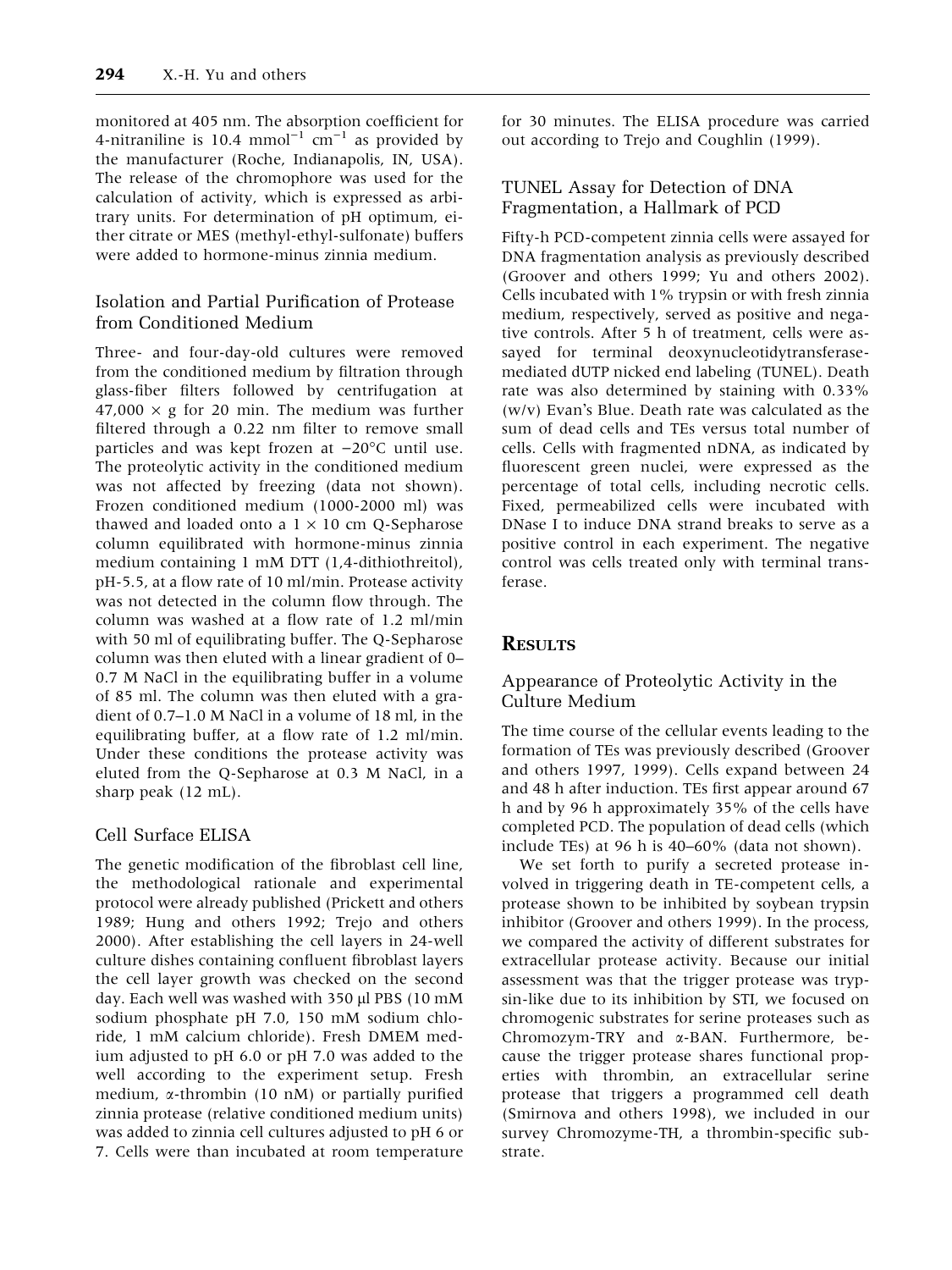monitored at 405 nm. The absorption coefficient for 4-nitraniline is 10.4 $mmol^{-1}$ $cm^{-1}$ as provided by the manufacturer (Roche, Indianapolis, IN, USA). The release of the chromophore was used for the calculation of activity, which is expressed as arbitrary units. For determination of pH optimum, either citrate or MES (methyl-ethyl-sulfonate) buffers were added to hormone-minus zinnia medium.

### Isolation and Partial Purification of Protease from Conditioned Medium

Three- and four-day-old cultures were removed from the conditioned medium by filtration through glass-fiber filters followed by centrifugation at 47,000 × g for 20 min. The medium was further filtered through a 0.22 nm filter to remove small particles and was kept frozen at −20°C until use. The proteolytic activity in the conditioned medium was not affected by freezing (data not shown). Frozen conditioned medium (1000-2000 ml) was thawed and loaded onto a 1 × 10 cm Q-Sepharose column equilibrated with hormone-minus zinnia medium containing 1 mM DTT (1,4-dithiothreitol), pH-5.5, at a flow rate of 10 ml/min. Protease activity was not detected in the column flow through. The column was washed at a flow rate of 1.2 ml/min with 50 ml of equilibrating buffer. The Q-Sepharose column was then eluted with a linear gradient of 0–0.7 M NaCl in the equilibrating buffer in a volume of 85 ml. The column was then eluted with a gradient of 0.7–1.0 M NaCl in a volume of 18 ml, in the equilibrating buffer, at a flow rate of 1.2 ml/min. Under these conditions the protease activity was eluted from the Q-Sepharose at 0.3 M NaCl, in a sharp peak (12 mL).

### Cell Surface ELISA

The genetic modification of the fibroblast cell line, the methodological rationale and experimental protocol were already published (Prickett and others 1989; Hung and others 1992; Trejo and others 2000). After establishing the cell layers in 24-well culture dishes containing confluent fibroblast layers the cell layer growth was checked on the second day. Each well was washed with 350 μl PBS (10 mM sodium phosphate pH 7.0, 150 mM sodium chloride, 1 mM calcium chloride). Fresh DMEM medium adjusted to pH 6.0 or pH 7.0 was added to the well according to the experiment setup. Fresh medium, α-thrombin (10 nM) or partially purified zinnia protease (relative conditioned medium units) was added to zinnia cell cultures adjusted to pH 6 or 7. Cells were than incubated at room temperature for 30 minutes. The ELISA procedure was carried out according to Trejo and Coughlin (1999).

### TUNEL Assay for Detection of DNA Fragmentation, a Hallmark of PCD

Fifty-h PCD-competent zinnia cells were assayed for DNA fragmentation analysis as previously described (Groover and others 1999; Yu and others 2002). Cells incubated with 1% trypsin or with fresh zinnia medium, respectively, served as positive and negative controls. After 5 h of treatment, cells were assayed for terminal deoxynucleotidytransferase-mediated dUTP nicked end labeling (TUNEL). Death rate was also determined by staining with 0.33% (w/v) Evan's Blue. Death rate was calculated as the sum of dead cells and TEs versus total number of cells. Cells with fragmented nDNA, as indicated by fluorescent green nuclei, were expressed as the percentage of total cells, including necrotic cells. Fixed, permeabilized cells were incubated with DNase I to induce DNA strand breaks to serve as a positive control in each experiment. The negative control was cells treated only with terminal transferase.

## Results

### Appearance of Proteolytic Activity in the Culture Medium

The time course of the cellular events leading to the formation of TEs was previously described (Groover and others 1997, 1999). Cells expand between 24 and 48 h after induction. TEs first appear around 67 h and by 96 h approximately 35% of the cells have completed PCD. The population of dead cells (which include TEs) at 96 h is 40–60% (data not shown).

We set forth to purify a secreted protease involved in triggering death in TE-competent cells, a protease shown to be inhibited by soybean trypsin inhibitor (Groover and others 1999). In the process, we compared the activity of different substrates for extracellular protease activity. Because our initial assessment was that the trigger protease was trypsin-like due to its inhibition by STI, we focused on chromogenic substrates for serine proteases such as Chromozym-TRY and α-BAN. Furthermore, because the trigger protease shares functional properties with thrombin, an extracellular serine protease that triggers a programmed cell death (Smirnova and others 1998), we included in our survey Chromozyme-TH, a thrombin-specific substrate.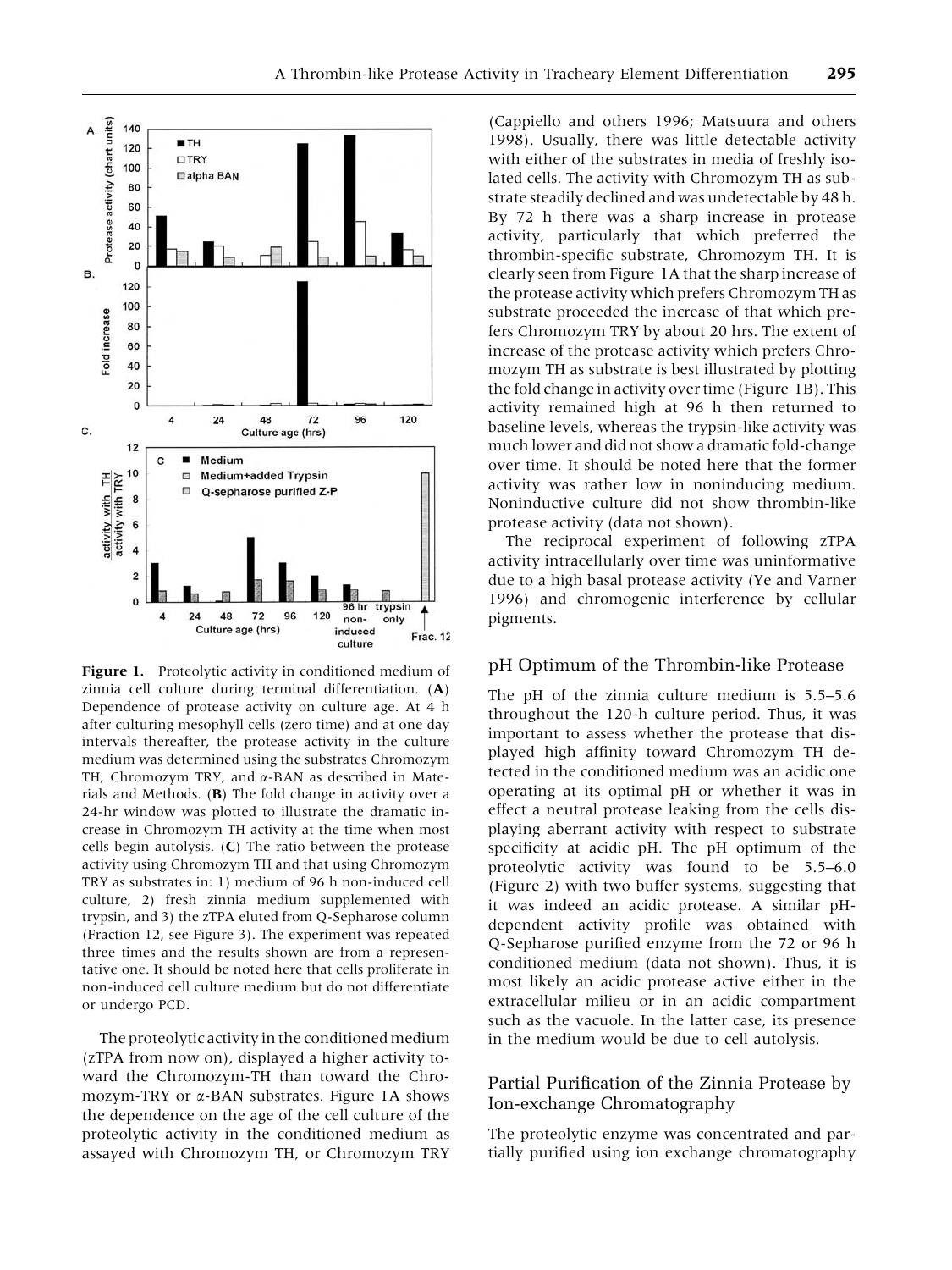**Figure 1.** Proteolytic activity in conditioned medium of zinnia cell culture during terminal differentiation. (**A**) Dependence of protease activity on culture age. At 4 h after culturing mesophyll cells (zero time) and at one day intervals thereafter, the protease activity in the culture medium was determined using the substrates Chromozym TH, Chromozym TRY, and α-BAN as described in Materials and Methods. (**B**) The fold change in activity over a 24-hr window was plotted to illustrate the dramatic increase in Chromozym TH activity at the time when most cells begin autolysis. (**C**) The ratio between the protease activity using Chromozym TH and that using Chromozym TRY as substrates in: 1) medium of 96 h non-induced cell culture, 2) fresh zinnia medium supplemented with trypsin, and 3) the zTPA eluted from Q-Sepharose column (Fraction 12, see Figure 3). The experiment was repeated three times and the results shown are from a representative one. It should be noted here that cells proliferate in non-induced cell culture medium but do not differentiate or undergo PCD.

The proteolytic activity in the conditioned medium (zTPA from now on), displayed a higher activity toward the Chromozym-TH than toward the Chromozym-TRY or α-BAN substrates. Figure 1A shows the dependence on the age of the cell culture of the proteolytic activity in the conditioned medium as assayed with Chromozym TH, or Chromozym TRY (Cappiello and others 1996; Matsuura and others 1998). Usually, there was little detectable activity with either of the substrates in media of freshly isolated cells. The activity with Chromozym TH as substrate steadily declined and was undetectable by 48 h. By 72 h there was a sharp increase in protease activity, particularly that which preferred the thrombin-specific substrate, Chromozym TH. It is clearly seen from Figure 1A that the sharp increase of the protease activity which prefers Chromozym TH as substrate proceeded the increase of that which prefers Chromozym TRY by about 20 hrs. The extent of increase of the protease activity which prefers Chromozym TH as substrate is best illustrated by plotting the fold change in activity over time (Figure 1B). This activity remained high at 96 h then returned to baseline levels, whereas the trypsin-like activity was much lower and did not show a dramatic fold-change over time. It should be noted here that the former activity was rather low in noninducing medium. Noninductive culture did not show thrombin-like protease activity (data not shown).

The reciprocal experiment of following zTPA activity intracellularly over time was uninformative due to a high basal protease activity (Ye and Varner 1996) and chromogenic interference by cellular pigments.

## pH Optimum of the Thrombin-like Protease

The pH of the zinnia culture medium is 5.5–5.6 throughout the 120-h culture period. Thus, it was important to assess whether the protease that displayed high affinity toward Chromozym TH detected in the conditioned medium was an acidic one operating at its optimal pH or whether it was in effect a neutral protease leaking from the cells displaying aberrant activity with respect to substrate specificity at acidic pH. The pH optimum of the proteolytic activity was found to be 5.5–6.0 (Figure 2) with two buffer systems, suggesting that it was indeed an acidic protease. A similar pH-dependent activity profile was obtained with Q-Sepharose purified enzyme from the 72 or 96 h conditioned medium (data not shown). Thus, it is most likely an acidic protease active either in the extracellular milieu or in an acidic compartment such as the vacuole. In the latter case, its presence in the medium would be due to cell autolysis.

## Partial Purification of the Zinnia Protease by Ion-exchange Chromatography

The proteolytic enzyme was concentrated and partially purified using ion exchange chromatography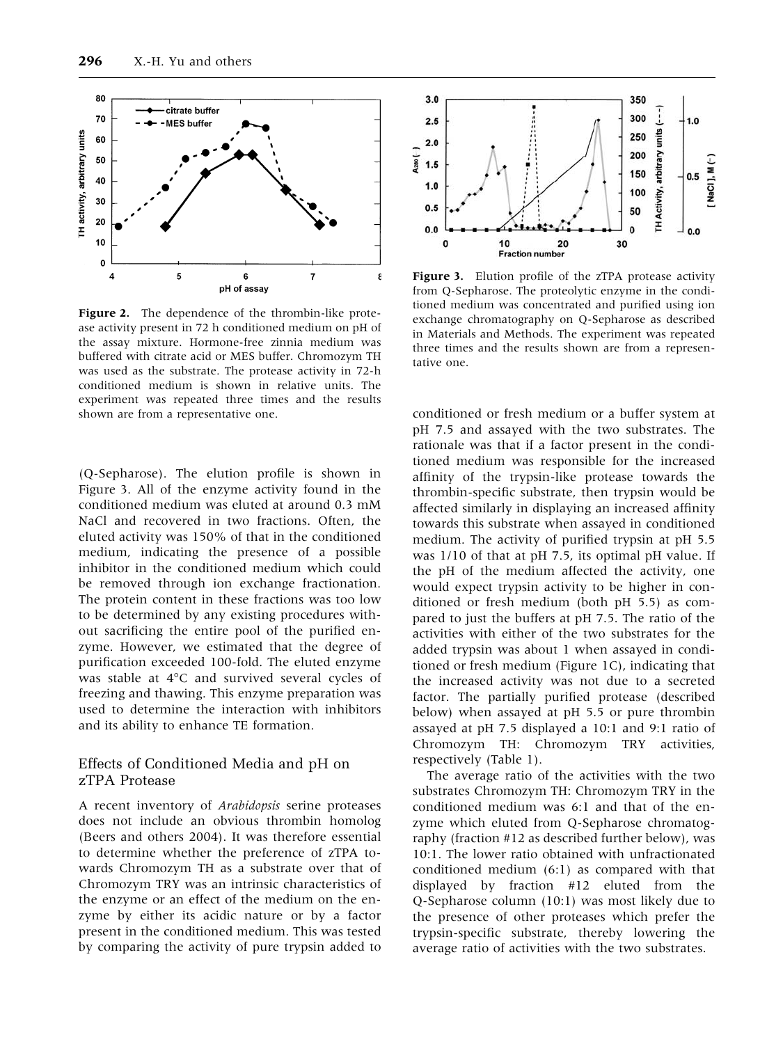**Figure 2.** The dependence of the thrombin-like protease activity present in 72 h conditioned medium on pH of the assay mixture. Hormone-free zinnia medium was buffered with citrate acid or MES buffer. Chromozym TH was used as the substrate. The protease activity in 72-h conditioned medium is shown in relative units. The experiment was repeated three times and the results shown are from a representative one.

**Figure 3.** Elution profile of the zTPA protease activity from Q-Sepharose. The proteolytic enzyme in the conditioned medium was concentrated and purified using ion exchange chromatography on Q-Sepharose as described in Materials and Methods. The experiment was repeated three times and the results shown are from a representative one.

(Q-Sepharose). The elution profile is shown in Figure 3. All of the enzyme activity found in the conditioned medium was eluted at around 0.3 mM NaCl and recovered in two fractions. Often, the eluted activity was 150% of that in the conditioned medium, indicating the presence of a possible inhibitor in the conditioned medium which could be removed through ion exchange fractionation. The protein content in these fractions was too low to be determined by any existing procedures without sacrificing the entire pool of the purified enzyme. However, we estimated that the degree of purification exceeded 100-fold. The eluted enzyme was stable at 4°C and survived several cycles of freezing and thawing. This enzyme preparation was used to determine the interaction with inhibitors and its ability to enhance TE formation.

## Effects of Conditioned Media and pH on zTPA Protease

A recent inventory of *Arabidopsis* serine proteases does not include an obvious thrombin homolog (Beers and others 2004). It was therefore essential to determine whether the preference of zTPA towards Chromozym TH as a substrate over that of Chromozym TRY was an intrinsic characteristics of the enzyme or an effect of the medium on the enzyme by either its acidic nature or by a factor present in the conditioned medium. This was tested by comparing the activity of pure trypsin added to conditioned or fresh medium or a buffer system at pH 7.5 and assayed with the two substrates. The rationale was that if a factor present in the conditioned medium was responsible for the increased affinity of the trypsin-like protease towards the thrombin-specific substrate, then trypsin would be affected similarly in displaying an increased affinity towards this substrate when assayed in conditioned medium. The activity of purified trypsin at pH 5.5 was 1/10 of that at pH 7.5, its optimal pH value. If the pH of the medium affected the activity, one would expect trypsin activity to be higher in conditioned or fresh medium (both pH 5.5) as compared to just the buffers at pH 7.5. The ratio of the activities with either of the two substrates for the added trypsin was about 1 when assayed in conditioned or fresh medium (Figure 1C), indicating that the increased activity was not due to a secreted factor. The partially purified protease (described below) when assayed at pH 5.5 or pure thrombin assayed at pH 7.5 displayed a 10:1 and 9:1 ratio of Chromozym TH: Chromozym TRY activities, respectively (Table 1).

The average ratio of the activities with the two substrates Chromozym TH: Chromozym TRY in the conditioned medium was 6:1 and that of the enzyme which eluted from Q-Sepharose chromatography (fraction #12 as described further below), was 10:1. The lower ratio obtained with unfractionated conditioned medium (6:1) as compared with that displayed by fraction #12 eluted from the Q-Sepharose column (10:1) was most likely due to the presence of other proteases which prefer the trypsin-specific substrate, thereby lowering the average ratio of activities with the two substrates.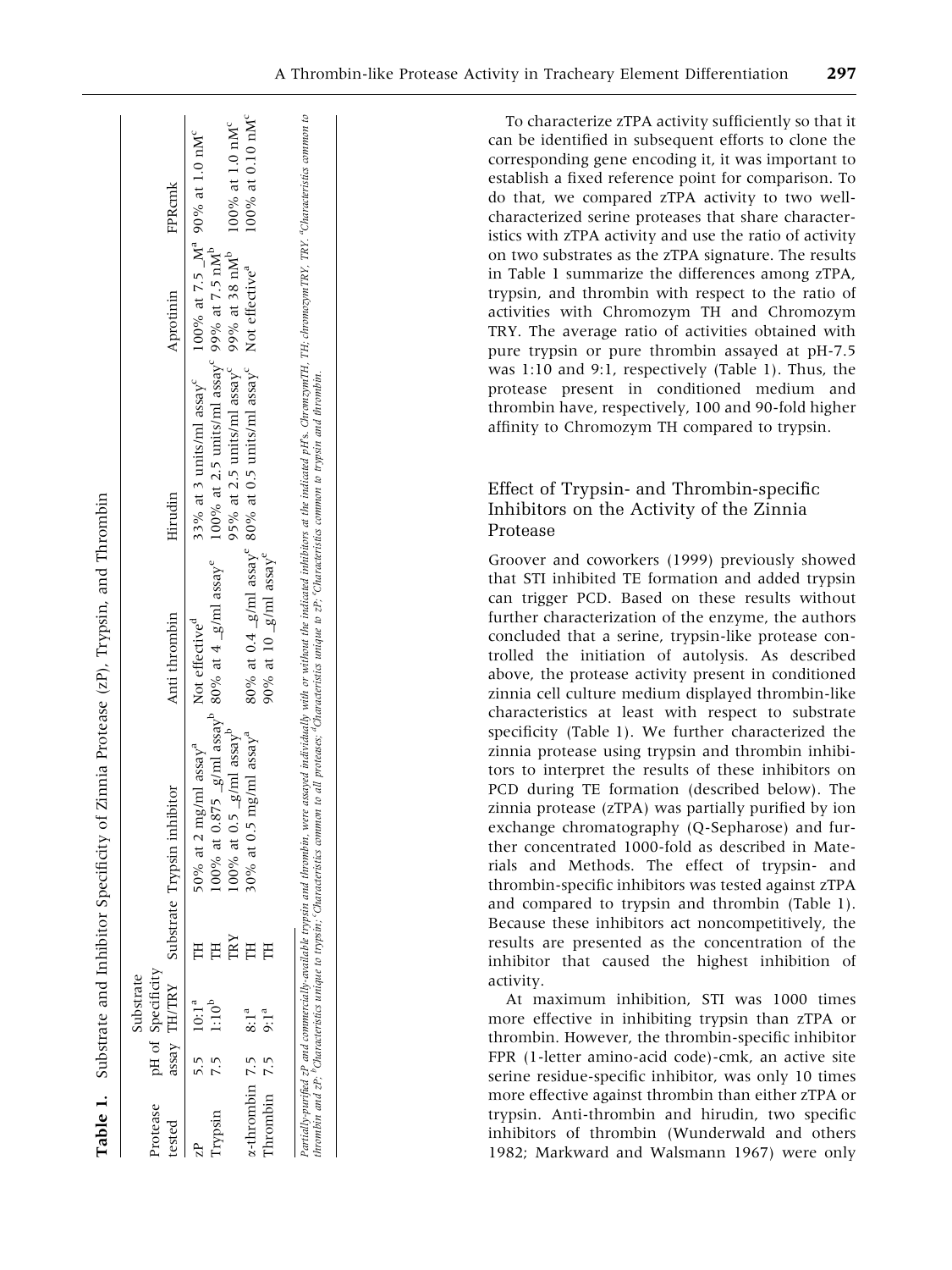**Table 1.** Substrate and Inhibitor Specificity of Zinnia Protease (zP), Trypsin, and Thrombin

| Protease tested | pH of assay | Substrate Specificity TH/TRY | Substrate | Trypsin inhibitor | Anti thrombin | Hirudin | Aprotinin | FPRcmk |
|---|---|---|---|---|---|---|---|---|
| zP | 5.5 | 10:1[a] | TH | 50% at 2 mg/ml assay[a] | Not effective[d] | 33% at 3 units/ml assay[c] | 100% at 7.5 _M[a] | 90% at 1.0 nM[c] |
| Trypsin | 7.5 | 1:10[b] | TH | 100% at 0.875 _g/ml assay[b] | 80% at 4 _g/ml assay[e] | 100% at 2.5 units/ml assay[c] | 99% at 7.5 nM[b] | |
| | | | TRY | 100% at 0.5 _g/ml assay[b] | | 95% at 2.5 units/ml assay[c] | 99% at 38 nM[b] | 100% at 1.0 nM[c] |
| α-thrombin | 7.5 | 8:1[a] | TH | 30% at 0.5 mg/ml assay[a] | 80% at 0.4 _g/ml assay[e] | 80% at 0.5 units/ml assay[c] | Not effective[a] | 100% at 0.10 nM[c] |
| Thrombin | 7.5 | 9:1[a] | TH | | 90% at 10 _g/ml assay[e] | | | |

*Partially-purified zP and commercially-available trypsin and thrombin, were assayed individually with or without the indicated inhibitors at the indicated pH's. ChromzymTH, TH; chromozymTRY, TRY. [a]Characteristics common to thrombin and zP; [b]Characteristics unique to trypsin; [c]Characteristics common to all proteases; [d]Characteristics unique to zP; [e]Characteristics common to trypsin and thrombin.*

To characterize zTPA activity sufficiently so that it can be identified in subsequent efforts to clone the corresponding gene encoding it, it was important to establish a fixed reference point for comparison. To do that, we compared zTPA activity to two well-characterized serine proteases that share characteristics with zTPA activity and use the ratio of activity on two substrates as the zTPA signature. The results in Table 1 summarize the differences among zTPA, trypsin, and thrombin with respect to the ratio of activities with Chromozym TH and Chromozym TRY. The average ratio of activities obtained with pure trypsin or pure thrombin assayed at pH-7.5 was 1:10 and 9:1, respectively (Table 1). Thus, the protease present in conditioned medium and thrombin have, respectively, 100 and 90-fold higher affinity to Chromozym TH compared to trypsin.

## Effect of Trypsin- and Thrombin-specific Inhibitors on the Activity of the Zinnia Protease

Groover and coworkers (1999) previously showed that STI inhibited TE formation and added trypsin can trigger PCD. Based on these results without further characterization of the enzyme, the authors concluded that a serine, trypsin-like protease controlled the initiation of autolysis. As described above, the protease activity present in conditioned zinnia cell culture medium displayed thrombin-like characteristics at least with respect to substrate specificity (Table 1). We further characterized the zinnia protease using trypsin and thrombin inhibitors to interpret the results of these inhibitors on PCD during TE formation (described below). The zinnia protease (zTPA) was partially purified by ion exchange chromatography (Q-Sepharose) and further concentrated 1000-fold as described in Materials and Methods. The effect of trypsin- and thrombin-specific inhibitors was tested against zTPA and compared to trypsin and thrombin (Table 1). Because these inhibitors act noncompetitively, the results are presented as the concentration of the inhibitor that caused the highest inhibition of activity.

At maximum inhibition, STI was 1000 times more effective in inhibiting trypsin than zTPA or thrombin. However, the thrombin-specific inhibitor FPR (1-letter amino-acid code)-cmk, an active site serine residue-specific inhibitor, was only 10 times more effective against thrombin than either zTPA or trypsin. Anti-thrombin and hirudin, two specific inhibitors of thrombin (Wunderwald and others 1982; Markward and Walsmann 1967) were only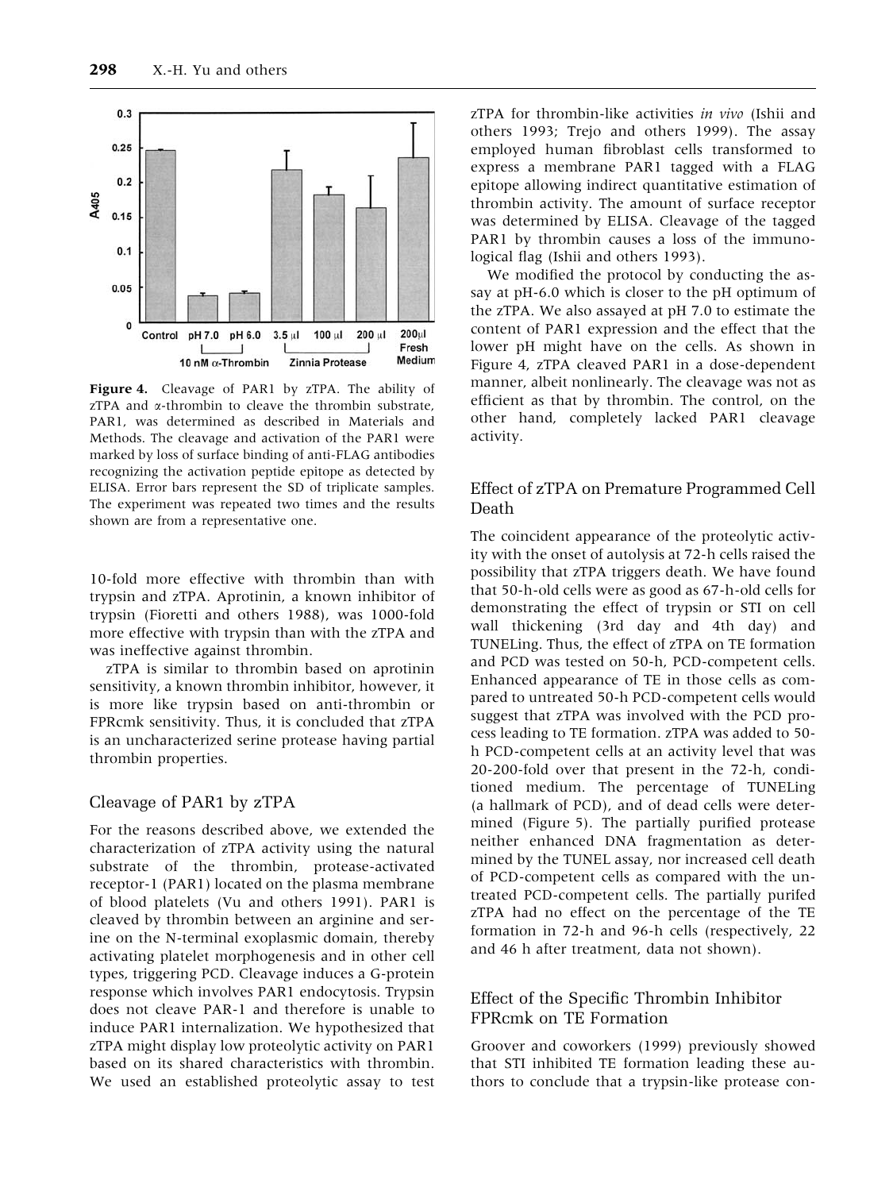Figure 4. Cleavage of PAR1 by zTPA. The ability of zTPA and α-thrombin to cleave the thrombin substrate, PAR1, was determined as described in Materials and Methods. The cleavage and activation of the PAR1 were marked by loss of surface binding of anti-FLAG antibodies recognizing the activation peptide epitope as detected by ELISA. Error bars represent the SD of triplicate samples. The experiment was repeated two times and the results shown are from a representative one.

10-fold more effective with thrombin than with trypsin and zTPA. Aprotinin, a known inhibitor of trypsin (Fioretti and others 1988), was 1000-fold more effective with trypsin than with the zTPA and was ineffective against thrombin.

zTPA is similar to thrombin based on aprotinin sensitivity, a known thrombin inhibitor, however, it is more like trypsin based on anti-thrombin or FPRcmk sensitivity. Thus, it is concluded that zTPA is an uncharacterized serine protease having partial thrombin properties.

## Cleavage of PAR1 by zTPA

For the reasons described above, we extended the characterization of zTPA activity using the natural substrate of the thrombin, protease-activated receptor-1 (PAR1) located on the plasma membrane of blood platelets (Vu and others 1991). PAR1 is cleaved by thrombin between an arginine and serine on the N-terminal exoplasmic domain, thereby activating platelet morphogenesis and in other cell types, triggering PCD. Cleavage induces a G-protein response which involves PAR1 endocytosis. Trypsin does not cleave PAR-1 and therefore is unable to induce PAR1 internalization. We hypothesized that zTPA might display low proteolytic activity on PAR1 based on its shared characteristics with thrombin. We used an established proteolytic assay to test zTPA for thrombin-like activities *in vivo* (Ishii and others 1993; Trejo and others 1999). The assay employed human fibroblast cells transformed to express a membrane PAR1 tagged with a FLAG epitope allowing indirect quantitative estimation of thrombin activity. The amount of surface receptor was determined by ELISA. Cleavage of the tagged PAR1 by thrombin causes a loss of the immunological flag (Ishii and others 1993).

We modified the protocol by conducting the assay at pH-6.0 which is closer to the pH optimum of the zTPA. We also assayed at pH 7.0 to estimate the content of PAR1 expression and the effect that the lower pH might have on the cells. As shown in Figure 4, zTPA cleaved PAR1 in a dose-dependent manner, albeit nonlinearly. The cleavage was not as efficient as that by thrombin. The control, on the other hand, completely lacked PAR1 cleavage activity.

## Effect of zTPA on Premature Programmed Cell Death

The coincident appearance of the proteolytic activity with the onset of autolysis at 72-h cells raised the possibility that zTPA triggers death. We have found that 50-h-old cells were as good as 67-h-old cells for demonstrating the effect of trypsin or STI on cell wall thickening (3rd day and 4th day) and TUNELing. Thus, the effect of zTPA on TE formation and PCD was tested on 50-h, PCD-competent cells. Enhanced appearance of TE in those cells as compared to untreated 50-h PCD-competent cells would suggest that zTPA was involved with the PCD process leading to TE formation. zTPA was added to 50-h PCD-competent cells at an activity level that was 20-200-fold over that present in the 72-h, conditioned medium. The percentage of TUNELing (a hallmark of PCD), and of dead cells were determined (Figure 5). The partially purified protease neither enhanced DNA fragmentation as determined by the TUNEL assay, nor increased cell death of PCD-competent cells as compared with the untreated PCD-competent cells. The partially purifed zTPA had no effect on the percentage of the TE formation in 72-h and 96-h cells (respectively, 22 and 46 h after treatment, data not shown).

## Effect of the Specific Thrombin Inhibitor FPRcmk on TE Formation

Groover and coworkers (1999) previously showed that STI inhibited TE formation leading these authors to conclude that a trypsin-like protease con-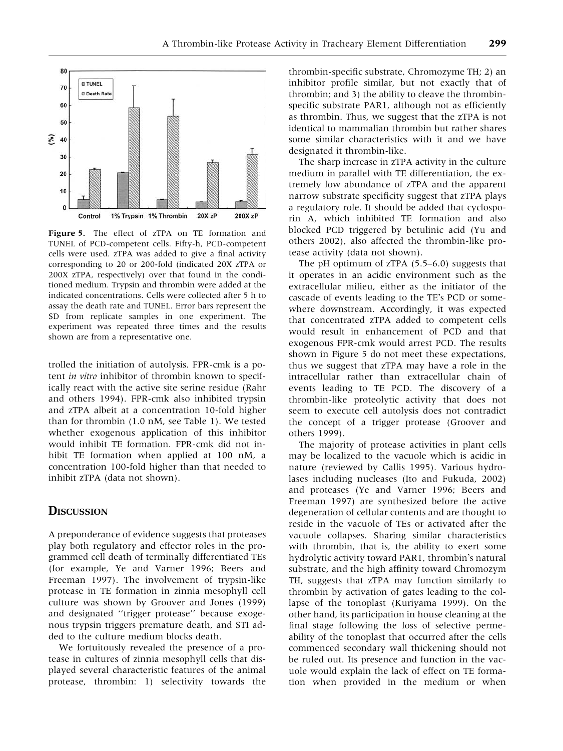**Figure 5.** The effect of zTPA on TE formation and TUNEL of PCD-competent cells. Fifty-h, PCD-competent cells were used. zTPA was added to give a final activity corresponding to 20 or 200-fold (indicated 20X zTPA or 200X zTPA, respectively) over that found in the conditioned medium. Trypsin and thrombin were added at the indicated concentrations. Cells were collected after 5 h to assay the death rate and TUNEL. Error bars represent the SD from replicate samples in one experiment. The experiment was repeated three times and the results shown are from a representative one.

trolled the initiation of autolysis. FPR-cmk is a potent *in vitro* inhibitor of thrombin known to specifically react with the active site serine residue (Rahr and others 1994). FPR-cmk also inhibited trypsin and zTPA albeit at a concentration 10-fold higher than for thrombin (1.0 nM, see Table 1). We tested whether exogenous application of this inhibitor would inhibit TE formation. FPR-cmk did not inhibit TE formation when applied at 100 nM, a concentration 100-fold higher than that needed to inhibit zTPA (data not shown).

## Discussion

A preponderance of evidence suggests that proteases play both regulatory and effector roles in the programmed cell death of terminally differentiated TEs (for example, Ye and Varner 1996; Beers and Freeman 1997). The involvement of trypsin-like protease in TE formation in zinnia mesophyll cell culture was shown by Groover and Jones (1999) and designated ''trigger protease'' because exogenous trypsin triggers premature death, and STI added to the culture medium blocks death.

We fortuitously revealed the presence of a protease in cultures of zinnia mesophyll cells that displayed several characteristic features of the animal protease, thrombin: 1) selectivity towards the thrombin-specific substrate, Chromozyme TH; 2) an inhibitor profile similar, but not exactly that of thrombin; and 3) the ability to cleave the thrombin-specific substrate PAR1, although not as efficiently as thrombin. Thus, we suggest that the zTPA is not identical to mammalian thrombin but rather shares some similar characteristics with it and we have designated it thrombin-like.

The sharp increase in zTPA activity in the culture medium in parallel with TE differentiation, the extremely low abundance of zTPA and the apparent narrow substrate specificity suggest that zTPA plays a regulatory role. It should be added that cyclosporin A, which inhibited TE formation and also blocked PCD triggered by betulinic acid (Yu and others 2002), also affected the thrombin-like protease activity (data not shown).

The pH optimum of zTPA (5.5–6.0) suggests that it operates in an acidic environment such as the extracellular milieu, either as the initiator of the cascade of events leading to the TE's PCD or somewhere downstream. Accordingly, it was expected that concentrated zTPA added to competent cells would result in enhancement of PCD and that exogenous FPR-cmk would arrest PCD. The results shown in Figure 5 do not meet these expectations, thus we suggest that zTPA may have a role in the intracellular rather than extracellular chain of events leading to TE PCD. The discovery of a thrombin-like proteolytic activity that does not seem to execute cell autolysis does not contradict the concept of a trigger protease (Groover and others 1999).

The majority of protease activities in plant cells may be localized to the vacuole which is acidic in nature (reviewed by Callis 1995). Various hydrolases including nucleases (Ito and Fukuda, 2002) and proteases (Ye and Varner 1996; Beers and Freeman 1997) are synthesized before the active degeneration of cellular contents and are thought to reside in the vacuole of TEs or activated after the vacuole collapses. Sharing similar characteristics with thrombin, that is, the ability to exert some hydrolytic activity toward PAR1, thrombin's natural substrate, and the high affinity toward Chromozym TH, suggests that zTPA may function similarly to thrombin by activation of gates leading to the collapse of the tonoplast (Kuriyama 1999). On the other hand, its participation in house cleaning at the final stage following the loss of selective permeability of the tonoplast that occurred after the cells commenced secondary wall thickening should not be ruled out. Its presence and function in the vacuole would explain the lack of effect on TE formation when provided in the medium or when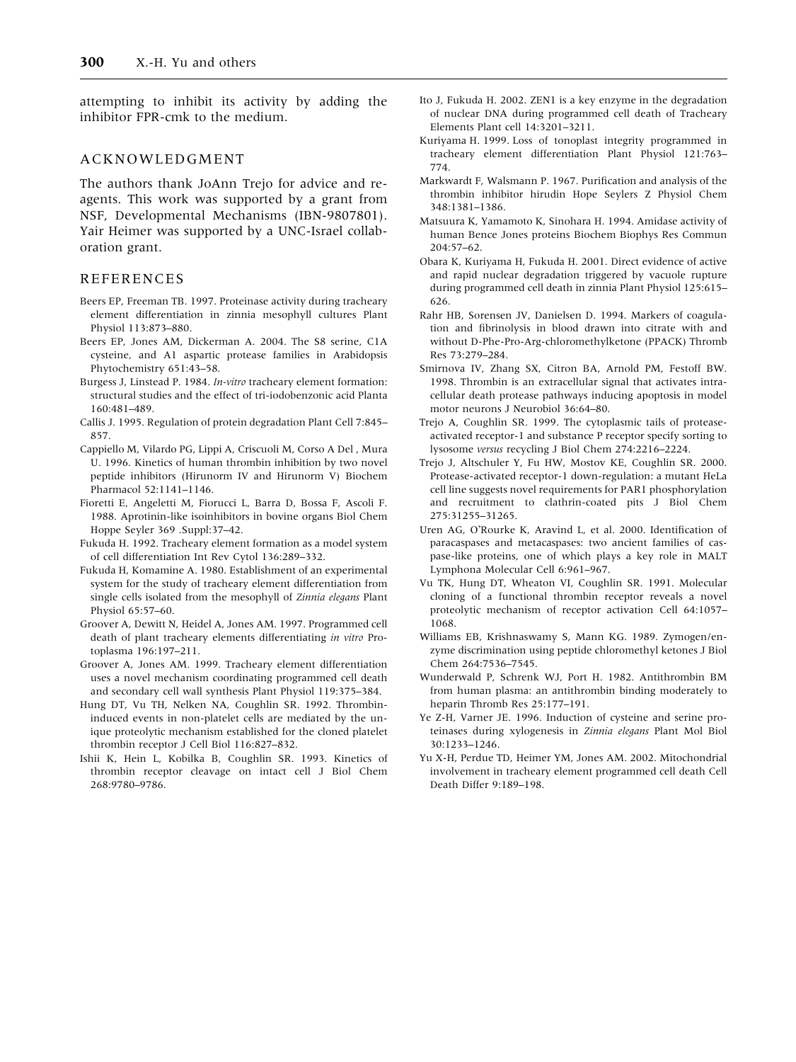attempting to inhibit its activity by adding the inhibitor FPR-cmk to the medium.

## ACKNOWLEDGMENT

The authors thank JoAnn Trejo for advice and reagents. This work was supported by a grant from NSF, Developmental Mechanisms (IBN-9807801). Yair Heimer was supported by a UNC-Israel collaboration grant.

## REFERENCES

Beers EP, Freeman TB. 1997. Proteinase activity during tracheary element differentiation in zinnia mesophyll cultures Plant Physiol 113:873–880.

Beers EP, Jones AM, Dickerman A. 2004. The S8 serine, C1A cysteine, and A1 aspartic protease families in Arabidopsis Phytochemistry 651:43–58.

Burgess J, Linstead P. 1984. *In-vitro* tracheary element formation: structural studies and the effect of tri-iodobenzonic acid Planta 160:481–489.

Callis J. 1995. Regulation of protein degradation Plant Cell 7:845–857.

Cappiello M, Vilardo PG, Lippi A, Criscuoli M, Corso A Del , Mura U. 1996. Kinetics of human thrombin inhibition by two novel peptide inhibitors (Hirunorm IV and Hirunorm V) Biochem Pharmacol 52:1141–1146.

Fioretti E, Angeletti M, Fiorucci L, Barra D, Bossa F, Ascoli F. 1988. Aprotinin-like isoinhibitors in bovine organs Biol Chem Hoppe Seyler 369 .Suppl:37–42.

Fukuda H. 1992. Tracheary element formation as a model system of cell differentiation Int Rev Cytol 136:289–332.

Fukuda H, Komamine A. 1980. Establishment of an experimental system for the study of tracheary element differentiation from single cells isolated from the mesophyll of *Zinnia elegans* Plant Physiol 65:57–60.

Groover A, Dewitt N, Heidel A, Jones AM. 1997. Programmed cell death of plant tracheary elements differentiating *in vitro* Protoplasma 196:197–211.

Groover A, Jones AM. 1999. Tracheary element differentiation uses a novel mechanism coordinating programmed cell death and secondary cell wall synthesis Plant Physiol 119:375–384.

Hung DT, Vu TH, Nelken NA, Coughlin SR. 1992. Thrombin-induced events in non-platelet cells are mediated by the unique proteolytic mechanism established for the cloned platelet thrombin receptor J Cell Biol 116:827–832.

Ishii K, Hein L, Kobilka B, Coughlin SR. 1993. Kinetics of thrombin receptor cleavage on intact cell J Biol Chem 268:9780–9786.

Ito J, Fukuda H. 2002. ZEN1 is a key enzyme in the degradation of nuclear DNA during programmed cell death of Tracheary Elements Plant cell 14:3201–3211.

Kuriyama H. 1999. Loss of tonoplast integrity programmed in tracheary element differentiation Plant Physiol 121:763–774.

Markwardt F, Walsmann P. 1967. Purification and analysis of the thrombin inhibitor hirudin Hope Seylers Z Physiol Chem 348:1381–1386.

Matsuura K, Yamamoto K, Sinohara H. 1994. Amidase activity of human Bence Jones proteins Biochem Biophys Res Commun 204:57–62.

Obara K, Kuriyama H, Fukuda H. 2001. Direct evidence of active and rapid nuclear degradation triggered by vacuole rupture during programmed cell death in zinnia Plant Physiol 125:615–626.

Rahr HB, Sorensen JV, Danielsen D. 1994. Markers of coagulation and fibrinolysis in blood drawn into citrate with and without D-Phe-Pro-Arg-chloromethylketone (PPACK) Thromb Res 73:279–284.

Smirnova IV, Zhang SX, Citron BA, Arnold PM, Festoff BW. 1998. Thrombin is an extracellular signal that activates intracellular death protease pathways inducing apoptosis in model motor neurons J Neurobiol 36:64–80.

Trejo A, Coughlin SR. 1999. The cytoplasmic tails of protease-activated receptor-1 and substance P receptor specify sorting to lysosome *versus* recycling J Biol Chem 274:2216–2224.

Trejo J, Altschuler Y, Fu HW, Mostov KE, Coughlin SR. 2000. Protease-activated receptor-1 down-regulation: a mutant HeLa cell line suggests novel requirements for PAR1 phosphorylation and recruitment to clathrin-coated pits J Biol Chem 275:31255–31265.

Uren AG, O'Rourke K, Aravind L, et al. 2000. Identification of paracaspases and metacaspases: two ancient families of caspase-like proteins, one of which plays a key role in MALT Lymphona Molecular Cell 6:961–967.

Vu TK, Hung DT, Wheaton VI, Coughlin SR. 1991. Molecular cloning of a functional thrombin receptor reveals a novel proteolytic mechanism of receptor activation Cell 64:1057–1068.

Williams EB, Krishnaswamy S, Mann KG. 1989. Zymogen/enzyme discrimination using peptide chloromethyl ketones J Biol Chem 264:7536–7545.

Wunderwald P, Schrenk WJ, Port H. 1982. Antithrombin BM from human plasma: an antithrombin binding moderately to heparin Thromb Res 25:177–191.

Ye Z-H, Varner JE. 1996. Induction of cysteine and serine proteinases during xylogenesis in *Zinnia elegans* Plant Mol Biol 30:1233–1246.

Yu X-H, Perdue TD, Heimer YM, Jones AM. 2002. Mitochondrial involvement in tracheary element programmed cell death Cell Death Differ 9:189–198.